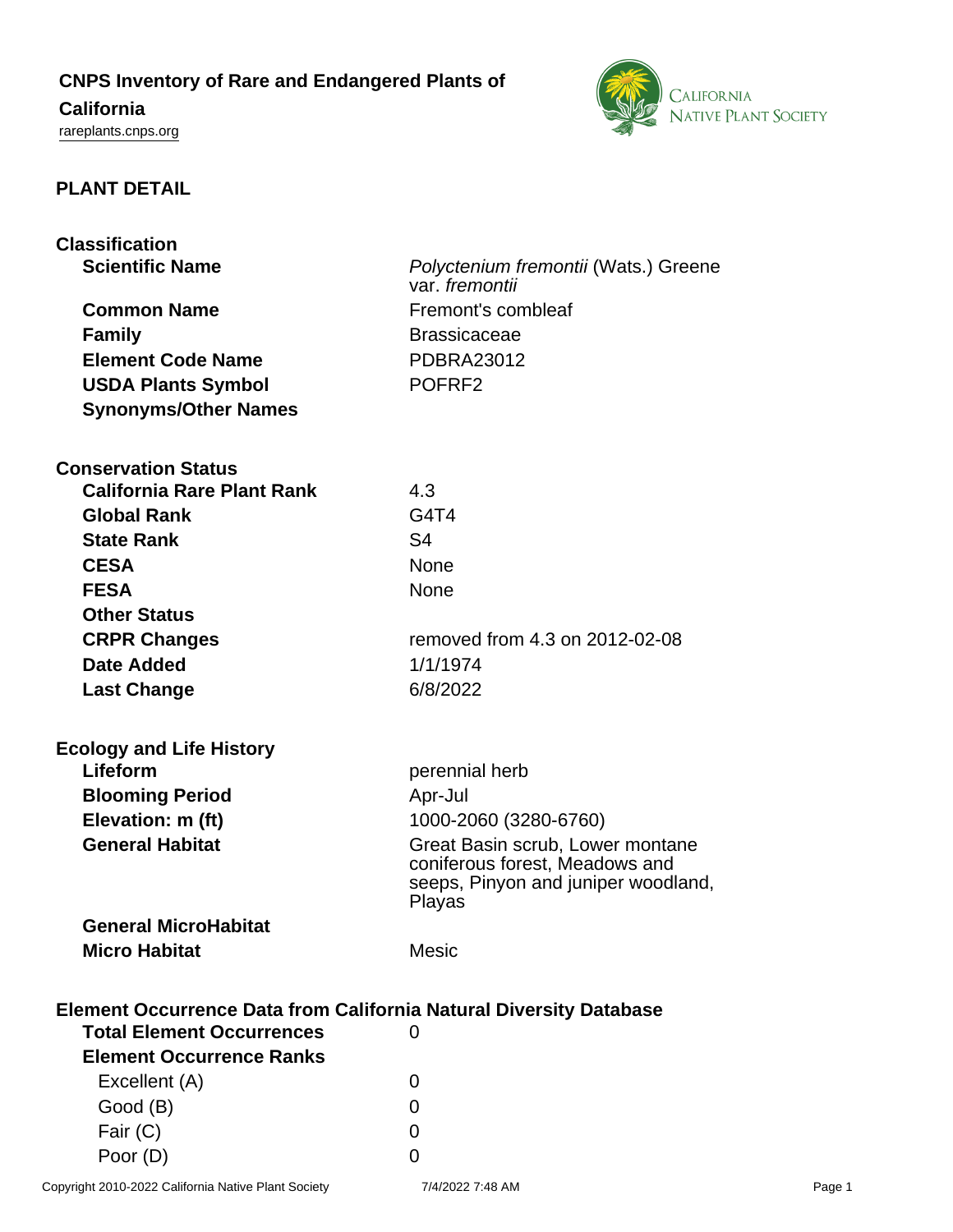# CNPS Inventory of Rare and Endangered Plants of California

rareplants.cnps.org

## PLANT DETAIL

### Classification

| | |
|---|---|
| **Scientific Name** | *Polyctenium fremontii* (Wats.) Greene var. *fremontii* |
| **Common Name** | Fremont's combleaf |
| **Family** | Brassicaceae |
| **Element Code Name** | PDBRA23012 |
| **USDA Plants Symbol** | POFRF2 |
| **Synonyms/Other Names** | |

### Conservation Status

| | |
|---|---|
| **California Rare Plant Rank** | 4.3 |
| **Global Rank** | G4T4 |
| **State Rank** | S4 |
| **CESA** | None |
| **FESA** | None |
| **Other Status** | |
| **CRPR Changes** | removed from 4.3 on 2012-02-08 |
| **Date Added** | 1/1/1974 |
| **Last Change** | 6/8/2022 |

### Ecology and Life History

| | |
|---|---|
| **Lifeform** | perennial herb |
| **Blooming Period** | Apr-Jul |
| **Elevation: m (ft)** | 1000-2060 (3280-6760) |
| **General Habitat** | Great Basin scrub, Lower montane coniferous forest, Meadows and seeps, Pinyon and juniper woodland, Playas |
| **General MicroHabitat** | |
| **Micro Habitat** | Mesic |

### Element Occurrence Data from California Natural Diversity Database

| | |
|---|---|
| **Total Element Occurrences** | 0 |
| **Element Occurrence Ranks** | |
| Excellent (A) | 0 |
| Good (B) | 0 |
| Fair (C) | 0 |
| Poor (D) | 0 |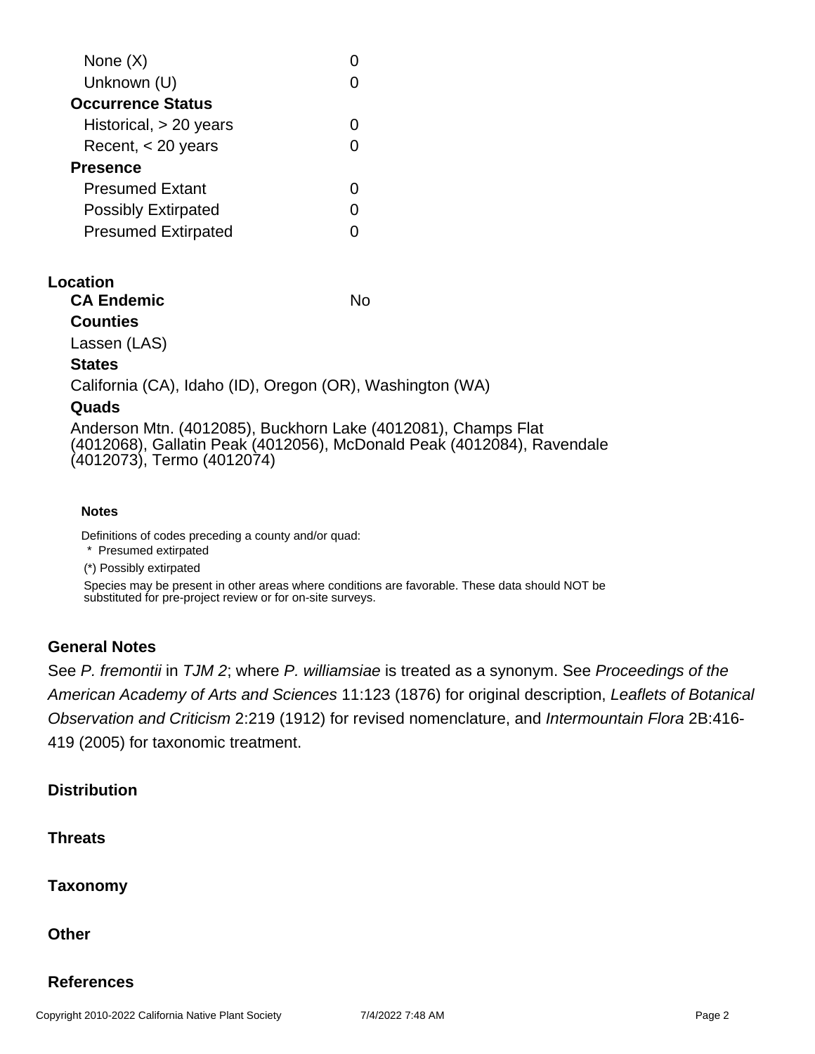| | |
|---|---|
| None (X) | 0 |
| Unknown (U) | 0 |
| **Occurrence Status** | |
| Historical, > 20 years | 0 |
| Recent, < 20 years | 0 |
| **Presence** | |
| Presumed Extant | 0 |
| Possibly Extirpated | 0 |
| Presumed Extirpated | 0 |

## Location

**CA Endemic** No

**Counties**

Lassen (LAS)

**States**

California (CA), Idaho (ID), Oregon (OR), Washington (WA)

**Quads**

Anderson Mtn. (4012085), Buckhorn Lake (4012081), Champs Flat (4012068), Gallatin Peak (4012056), McDonald Peak (4012084), Ravendale (4012073), Termo (4012074)

**Notes**

Definitions of codes preceding a county and/or quad:

\* Presumed extirpated

(*) Possibly extirpated

Species may be present in other areas where conditions are favorable. These data should NOT be substituted for pre-project review or for on-site surveys.

## General Notes

See *P. fremontii* in *TJM 2*; where *P. williamsiae* is treated as a synonym. See *Proceedings of the American Academy of Arts and Sciences* 11:123 (1876) for original description, *Leaflets of Botanical Observation and Criticism* 2:219 (1912) for revised nomenclature, and *Intermountain Flora* 2B:416-419 (2005) for taxonomic treatment.

## Distribution

## Threats

## Taxonomy

## Other

## References